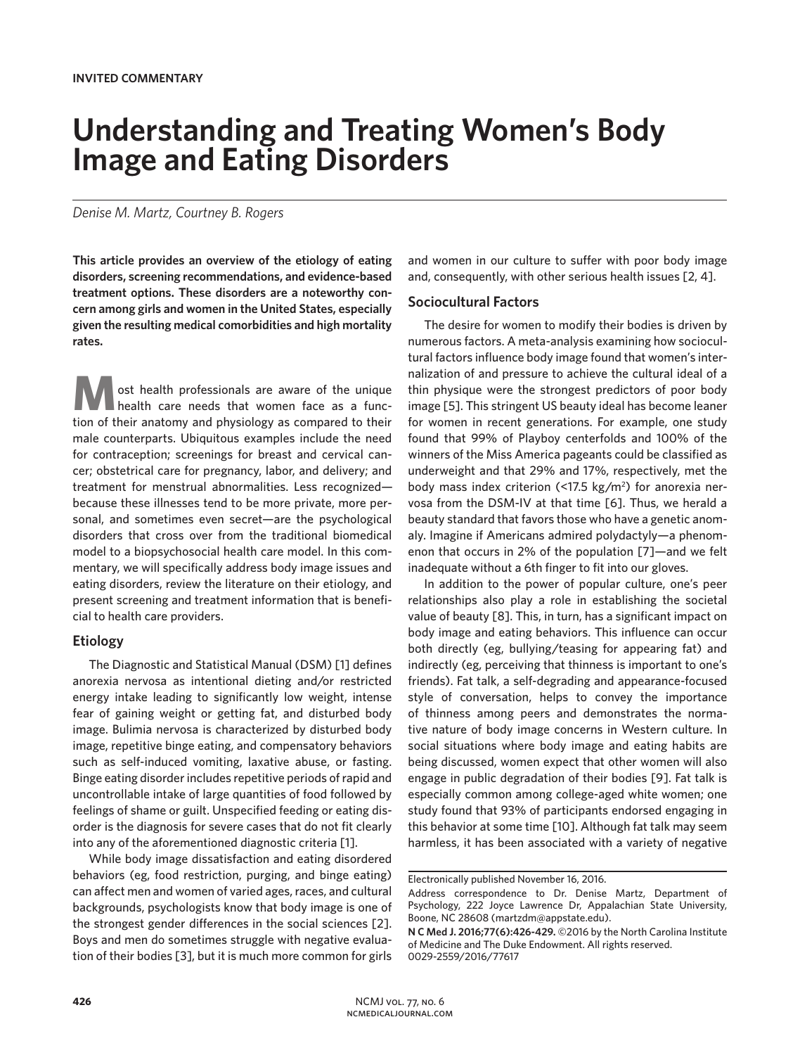**INVITED COMMENTARY**

# Understanding and Treating Women's Body Image and Eating Disorders

*Denise M. Martz, Courtney B. Rogers*

**This article provides an overview of the etiology of eating disorders, screening recommendations, and evidence-based treatment options. These disorders are a noteworthy concern among girls and women in the United States, especially given the resulting medical comorbidities and high mortality rates.**

Most health professionals are aware of the unique health care needs that women face as a function of their anatomy and physiology as compared to their male counterparts. Ubiquitous examples include the need for contraception; screenings for breast and cervical cancer; obstetrical care for pregnancy, labor, and delivery; and treatment for menstrual abnormalities. Less recognized—because these illnesses tend to be more private, more personal, and sometimes even secret—are the psychological disorders that cross over from the traditional biomedical model to a biopsychosocial health care model. In this commentary, we will specifically address body image issues and eating disorders, review the literature on their etiology, and present screening and treatment information that is beneficial to health care providers.

## Etiology

The Diagnostic and Statistical Manual (DSM) [1] defines anorexia nervosa as intentional dieting and/or restricted energy intake leading to significantly low weight, intense fear of gaining weight or getting fat, and disturbed body image. Bulimia nervosa is characterized by disturbed body image, repetitive binge eating, and compensatory behaviors such as self-induced vomiting, laxative abuse, or fasting. Binge eating disorder includes repetitive periods of rapid and uncontrollable intake of large quantities of food followed by feelings of shame or guilt. Unspecified feeding or eating disorder is the diagnosis for severe cases that do not fit clearly into any of the aforementioned diagnostic criteria [1].

While body image dissatisfaction and eating disordered behaviors (eg, food restriction, purging, and binge eating) can affect men and women of varied ages, races, and cultural backgrounds, psychologists know that body image is one of the strongest gender differences in the social sciences [2]. Boys and men do sometimes struggle with negative evaluation of their bodies [3], but it is much more common for girls and women in our culture to suffer with poor body image and, consequently, with other serious health issues [2, 4].

## Sociocultural Factors

The desire for women to modify their bodies is driven by numerous factors. A meta-analysis examining how sociocultural factors influence body image found that women's internalization of and pressure to achieve the cultural ideal of a thin physique were the strongest predictors of poor body image [5]. This stringent US beauty ideal has become leaner for women in recent generations. For example, one study found that 99% of Playboy centerfolds and 100% of the winners of the Miss America pageants could be classified as underweight and that 29% and 17%, respectively, met the body mass index criterion (<17.5 kg/m$^2$) for anorexia nervosa from the DSM-IV at that time [6]. Thus, we herald a beauty standard that favors those who have a genetic anomaly. Imagine if Americans admired polydactyly—a phenomenon that occurs in 2% of the population [7]—and we felt inadequate without a 6th finger to fit into our gloves.

In addition to the power of popular culture, one's peer relationships also play a role in establishing the societal value of beauty [8]. This, in turn, has a significant impact on body image and eating behaviors. This influence can occur both directly (eg, bullying/teasing for appearing fat) and indirectly (eg, perceiving that thinness is important to one's friends). Fat talk, a self-degrading and appearance-focused style of conversation, helps to convey the importance of thinness among peers and demonstrates the normative nature of body image concerns in Western culture. In social situations where body image and eating habits are being discussed, women expect that other women will also engage in public degradation of their bodies [9]. Fat talk is especially common among college-aged white women; one study found that 93% of participants endorsed engaging in this behavior at some time [10]. Although fat talk may seem harmless, it has been associated with a variety of negative

---

Electronically published November 16, 2016.

Address correspondence to Dr. Denise Martz, Department of Psychology, 222 Joyce Lawrence Dr, Appalachian State University, Boone, NC 28608 (martzdm@appstate.edu).

**N C Med J. 2016;77(6):426-429.** ©2016 by the North Carolina Institute of Medicine and The Duke Endowment. All rights reserved. 0029-2559/2016/77617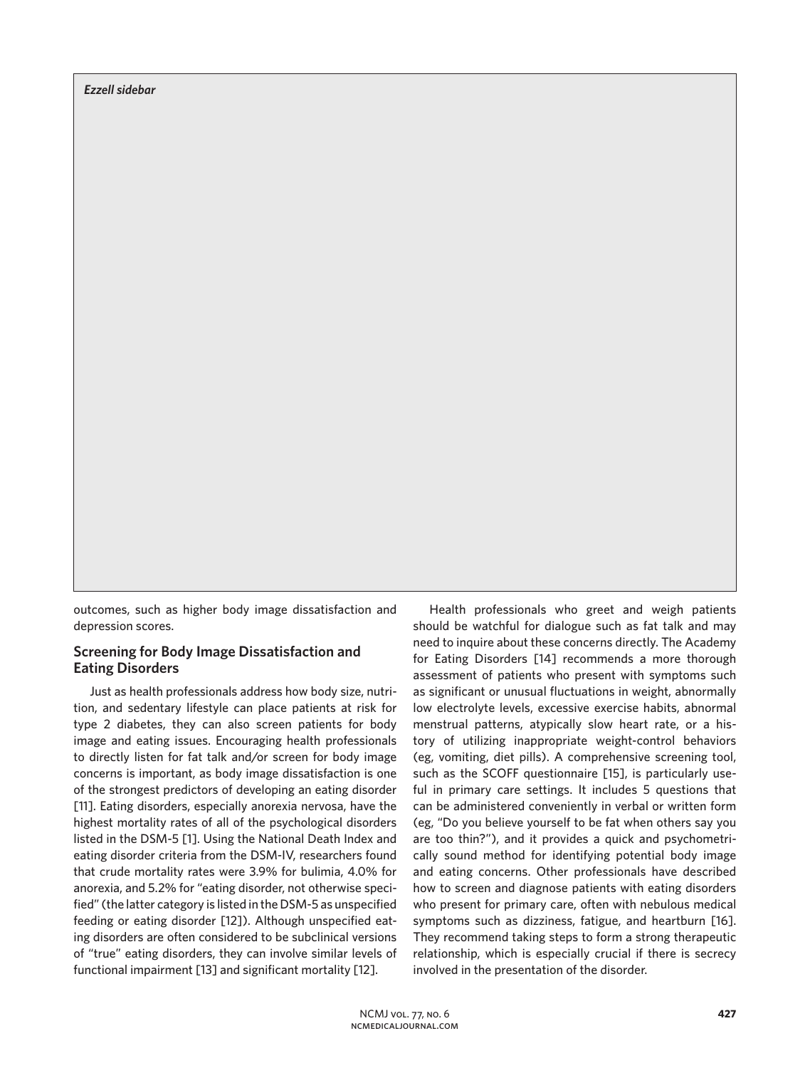*Ezzell sidebar*

outcomes, such as higher body image dissatisfaction and depression scores.

## Screening for Body Image Dissatisfaction and Eating Disorders

Just as health professionals address how body size, nutrition, and sedentary lifestyle can place patients at risk for type 2 diabetes, they can also screen patients for body image and eating issues. Encouraging health professionals to directly listen for fat talk and/or screen for body image concerns is important, as body image dissatisfaction is one of the strongest predictors of developing an eating disorder [11]. Eating disorders, especially anorexia nervosa, have the highest mortality rates of all of the psychological disorders listed in the DSM-5 [1]. Using the National Death Index and eating disorder criteria from the DSM-IV, researchers found that crude mortality rates were 3.9% for bulimia, 4.0% for anorexia, and 5.2% for "eating disorder, not otherwise specified" (the latter category is listed in the DSM-5 as unspecified feeding or eating disorder [12]). Although unspecified eating disorders are often considered to be subclinical versions of "true" eating disorders, they can involve similar levels of functional impairment [13] and significant mortality [12].

Health professionals who greet and weigh patients should be watchful for dialogue such as fat talk and may need to inquire about these concerns directly. The Academy for Eating Disorders [14] recommends a more thorough assessment of patients who present with symptoms such as significant or unusual fluctuations in weight, abnormally low electrolyte levels, excessive exercise habits, abnormal menstrual patterns, atypically slow heart rate, or a history of utilizing inappropriate weight-control behaviors (eg, vomiting, diet pills). A comprehensive screening tool, such as the SCOFF questionnaire [15], is particularly useful in primary care settings. It includes 5 questions that can be administered conveniently in verbal or written form (eg, "Do you believe yourself to be fat when others say you are too thin?"), and it provides a quick and psychometrically sound method for identifying potential body image and eating concerns. Other professionals have described how to screen and diagnose patients with eating disorders who present for primary care, often with nebulous medical symptoms such as dizziness, fatigue, and heartburn [16]. They recommend taking steps to form a strong therapeutic relationship, which is especially crucial if there is secrecy involved in the presentation of the disorder.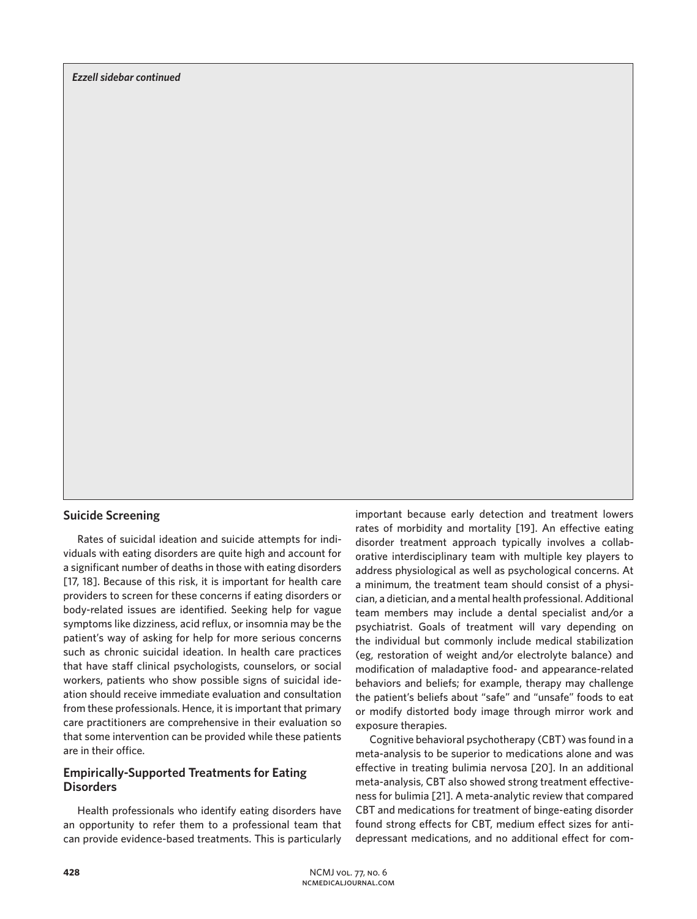*Ezzell sidebar continued*

## Suicide Screening

Rates of suicidal ideation and suicide attempts for individuals with eating disorders are quite high and account for a significant number of deaths in those with eating disorders [17, 18]. Because of this risk, it is important for health care providers to screen for these concerns if eating disorders or body-related issues are identified. Seeking help for vague symptoms like dizziness, acid reflux, or insomnia may be the patient's way of asking for help for more serious concerns such as chronic suicidal ideation. In health care practices that have staff clinical psychologists, counselors, or social workers, patients who show possible signs of suicidal ideation should receive immediate evaluation and consultation from these professionals. Hence, it is important that primary care practitioners are comprehensive in their evaluation so that some intervention can be provided while these patients are in their office.

## Empirically-Supported Treatments for Eating Disorders

Health professionals who identify eating disorders have an opportunity to refer them to a professional team that can provide evidence-based treatments. This is particularly important because early detection and treatment lowers rates of morbidity and mortality [19]. An effective eating disorder treatment approach typically involves a collaborative interdisciplinary team with multiple key players to address physiological as well as psychological concerns. At a minimum, the treatment team should consist of a physician, a dietician, and a mental health professional. Additional team members may include a dental specialist and/or a psychiatrist. Goals of treatment will vary depending on the individual but commonly include medical stabilization (eg, restoration of weight and/or electrolyte balance) and modification of maladaptive food- and appearance-related behaviors and beliefs; for example, therapy may challenge the patient's beliefs about "safe" and "unsafe" foods to eat or modify distorted body image through mirror work and exposure therapies.

Cognitive behavioral psychotherapy (CBT) was found in a meta-analysis to be superior to medications alone and was effective in treating bulimia nervosa [20]. In an additional meta-analysis, CBT also showed strong treatment effectiveness for bulimia [21]. A meta-analytic review that compared CBT and medications for treatment of binge-eating disorder found strong effects for CBT, medium effect sizes for antidepressant medications, and no additional effect for com-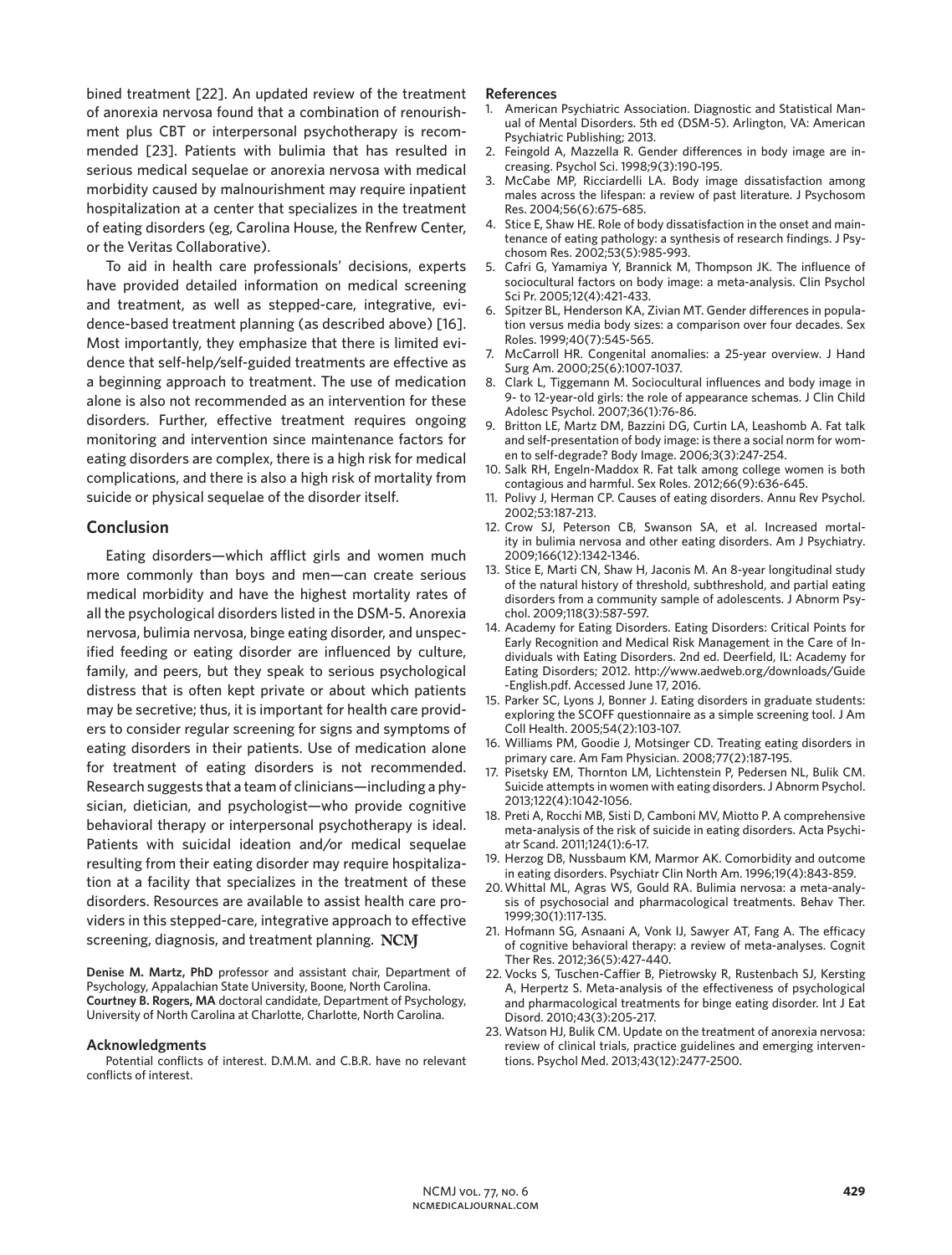bined treatment [22]. An updated review of the treatment of anorexia nervosa found that a combination of renourishment plus CBT or interpersonal psychotherapy is recommended [23]. Patients with bulimia that has resulted in serious medical sequelae or anorexia nervosa with medical morbidity caused by malnourishment may require inpatient hospitalization at a center that specializes in the treatment of eating disorders (eg, Carolina House, the Renfrew Center, or the Veritas Collaborative).

To aid in health care professionals' decisions, experts have provided detailed information on medical screening and treatment, as well as stepped-care, integrative, evidence-based treatment planning (as described above) [16]. Most importantly, they emphasize that there is limited evidence that self-help/self-guided treatments are effective as a beginning approach to treatment. The use of medication alone is also not recommended as an intervention for these disorders. Further, effective treatment requires ongoing monitoring and intervention since maintenance factors for eating disorders are complex, there is a high risk for medical complications, and there is also a high risk of mortality from suicide or physical sequelae of the disorder itself.

## Conclusion

Eating disorders—which afflict girls and women much more commonly than boys and men—can create serious medical morbidity and have the highest mortality rates of all the psychological disorders listed in the DSM-5. Anorexia nervosa, bulimia nervosa, binge eating disorder, and unspecified feeding or eating disorder are influenced by culture, family, and peers, but they speak to serious psychological distress that is often kept private or about which patients may be secretive; thus, it is important for health care providers to consider regular screening for signs and symptoms of eating disorders in their patients. Use of medication alone for treatment of eating disorders is not recommended. Research suggests that a team of clinicians—including a physician, dietician, and psychologist—who provide cognitive behavioral therapy or interpersonal psychotherapy is ideal. Patients with suicidal ideation and/or medical sequelae resulting from their eating disorder may require hospitalization at a facility that specializes in the treatment of these disorders. Resources are available to assist health care providers in this stepped-care, integrative approach to effective screening, diagnosis, and treatment planning. NCMJ

**Denise M. Martz, PhD** professor and assistant chair, Department of Psychology, Appalachian State University, Boone, North Carolina.
**Courtney B. Rogers, MA** doctoral candidate, Department of Psychology, University of North Carolina at Charlotte, Charlotte, North Carolina.

### Acknowledgments

Potential conflicts of interest. D.M.M. and C.B.R. have no relevant conflicts of interest.

### References

1. American Psychiatric Association. Diagnostic and Statistical Manual of Mental Disorders. 5th ed (DSM-5). Arlington, VA: American Psychiatric Publishing; 2013.
2. Feingold A, Mazzella R. Gender differences in body image are increasing. Psychol Sci. 1998;9(3):190-195.
3. McCabe MP, Ricciardelli LA. Body image dissatisfaction among males across the lifespan: a review of past literature. J Psychosom Res. 2004;56(6):675-685.
4. Stice E, Shaw HE. Role of body dissatisfaction in the onset and maintenance of eating pathology: a synthesis of research findings. J Psychosom Res. 2002;53(5):985-993.
5. Cafri G, Yamamiya Y, Brannick M, Thompson JK. The influence of sociocultural factors on body image: a meta-analysis. Clin Psychol Sci Pr. 2005;12(4):421-433.
6. Spitzer BL, Henderson KA, Zivian MT. Gender differences in population versus media body sizes: a comparison over four decades. Sex Roles. 1999;40(7):545-565.
7. McCarroll HR. Congenital anomalies: a 25-year overview. J Hand Surg Am. 2000;25(6):1007-1037.
8. Clark L, Tiggemann M. Sociocultural influences and body image in 9- to 12-year-old girls: the role of appearance schemas. J Clin Child Adolesc Psychol. 2007;36(1):76-86.
9. Britton LE, Martz DM, Bazzini DG, Curtin LA, Leashomb A. Fat talk and self-presentation of body image: is there a social norm for women to self-degrade? Body Image. 2006;3(3):247-254.
10. Salk RH, Engeln-Maddox R. Fat talk among college women is both contagious and harmful. Sex Roles. 2012;66(9):636-645.
11. Polivy J, Herman CP. Causes of eating disorders. Annu Rev Psychol. 2002;53:187-213.
12. Crow SJ, Peterson CB, Swanson SA, et al. Increased mortality in bulimia nervosa and other eating disorders. Am J Psychiatry. 2009;166(12):1342-1346.
13. Stice E, Marti CN, Shaw H, Jaconis M. An 8-year longitudinal study of the natural history of threshold, subthreshold, and partial eating disorders from a community sample of adolescents. J Abnorm Psychol. 2009;118(3):587-597.
14. Academy for Eating Disorders. Eating Disorders: Critical Points for Early Recognition and Medical Risk Management in the Care of Individuals with Eating Disorders. 2nd ed. Deerfield, IL: Academy for Eating Disorders; 2012. http://www.aedweb.org/downloads/Guide-English.pdf. Accessed June 17, 2016.
15. Parker SC, Lyons J, Bonner J. Eating disorders in graduate students: exploring the SCOFF questionnaire as a simple screening tool. J Am Coll Health. 2005;54(2):103-107.
16. Williams PM, Goodie J, Motsinger CD. Treating eating disorders in primary care. Am Fam Physician. 2008;77(2):187-195.
17. Pisetsky EM, Thornton LM, Lichtenstein P, Pedersen NL, Bulik CM. Suicide attempts in women with eating disorders. J Abnorm Psychol. 2013;122(4):1042-1056.
18. Preti A, Rocchi MB, Sisti D, Camboni MV, Miotto P. A comprehensive meta-analysis of the risk of suicide in eating disorders. Acta Psychiatr Scand. 2011;124(1):6-17.
19. Herzog DB, Nussbaum KM, Marmor AK. Comorbidity and outcome in eating disorders. Psychiatr Clin North Am. 1996;19(4):843-859.
20. Whittal ML, Agras WS, Gould RA. Bulimia nervosa: a meta-analysis of psychosocial and pharmacological treatments. Behav Ther. 1999;30(1):117-135.
21. Hofmann SG, Asnaani A, Vonk IJ, Sawyer AT, Fang A. The efficacy of cognitive behavioral therapy: a review of meta-analyses. Cognit Ther Res. 2012;36(5):427-440.
22. Vocks S, Tuschen-Caffier B, Pietrowsky R, Rustenbach SJ, Kersting A, Herpertz S. Meta-analysis of the effectiveness of psychological and pharmacological treatments for binge eating disorder. Int J Eat Disord. 2010;43(3):205-217.
23. Watson HJ, Bulik CM. Update on the treatment of anorexia nervosa: review of clinical trials, practice guidelines and emerging interventions. Psychol Med. 2013;43(12):2477-2500.